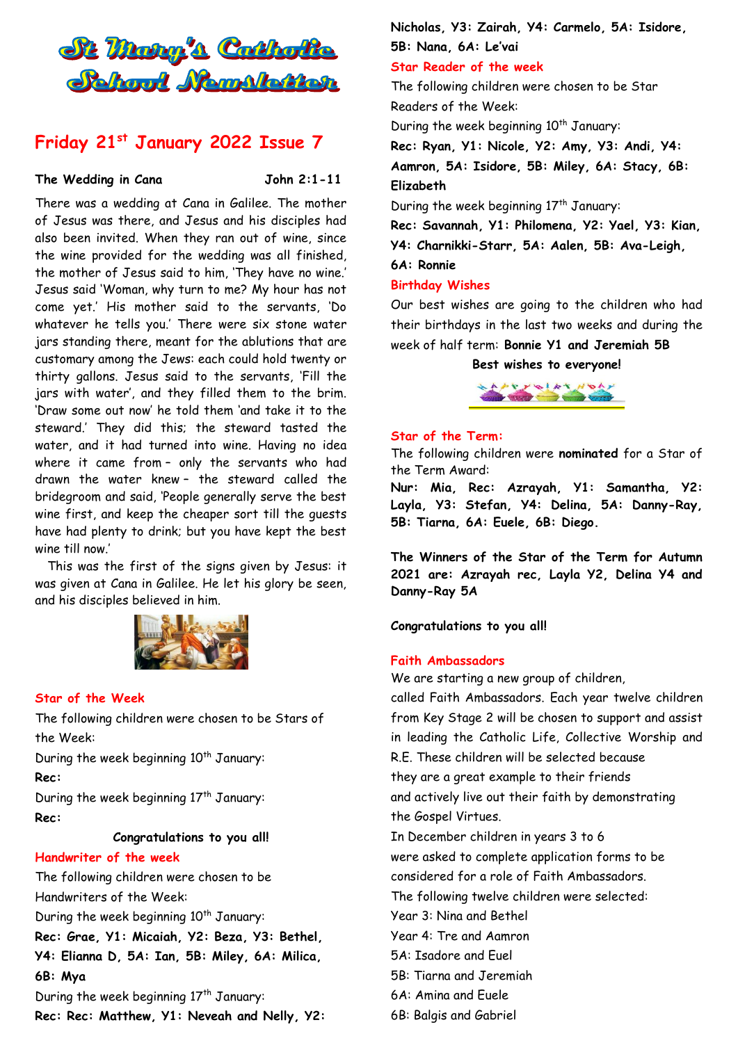# St Mary's Catholic School Newsletter

## Friday 21st January 2022 Issue 7

**The Wedding in Cana** **John 2:1-11**

There was a wedding at Cana in Galilee. The mother of Jesus was there, and Jesus and his disciples had also been invited. When they ran out of wine, since the wine provided for the wedding was all finished, the mother of Jesus said to him, 'They have no wine.' Jesus said 'Woman, why turn to me? My hour has not come yet.' His mother said to the servants, 'Do whatever he tells you.' There were six stone water jars standing there, meant for the ablutions that are customary among the Jews: each could hold twenty or thirty gallons. Jesus said to the servants, 'Fill the jars with water', and they filled them to the brim. 'Draw some out now' he told them 'and take it to the steward.' They did this; the steward tasted the water, and it had turned into wine. Having no idea where it came from – only the servants who had drawn the water knew – the steward called the bridegroom and said, 'People generally serve the best wine first, and keep the cheaper sort till the guests have had plenty to drink; but you have kept the best wine till now.'

This was the first of the signs given by Jesus: it was given at Cana in Galilee. He let his glory be seen, and his disciples believed in him.

### Star of the Week

The following children were chosen to be Stars of the Week:

During the week beginning 10th January:

**Rec:**

During the week beginning 17th January:

**Rec:**

**Congratulations to you all!**

### Handwriter of the week

The following children were chosen to be Handwriters of the Week:

During the week beginning 10th January:

**Rec: Grae, Y1: Micaiah, Y2: Beza, Y3: Bethel, Y4: Elianna D, 5A: Ian, 5B: Miley, 6A: Milica, 6B: Mya**

During the week beginning 17th January:

**Rec: Rec: Matthew, Y1: Neveah and Nelly, Y2: Nicholas, Y3: Zairah, Y4: Carmelo, 5A: Isidore, 5B: Nana, 6A: Le'vai**

### Star Reader of the week

The following children were chosen to be Star Readers of the Week:

During the week beginning 10th January:

**Rec: Ryan, Y1: Nicole, Y2: Amy, Y3: Andi, Y4: Aamron, 5A: Isidore, 5B: Miley, 6A: Stacy, 6B: Elizabeth**

During the week beginning 17th January:

**Rec: Savannah, Y1: Philomena, Y2: Yael, Y3: Kian, Y4: Charnikki-Starr, 5A: Aalen, 5B: Ava-Leigh, 6A: Ronnie**

### Birthday Wishes

Our best wishes are going to the children who had their birthdays in the last two weeks and during the week of half term: **Bonnie Y1 and Jeremiah 5B**

**Best wishes to everyone!**

### Star of the Term:

The following children were **nominated** for a Star of the Term Award:

**Nur: Mia, Rec: Azrayah, Y1: Samantha, Y2: Layla, Y3: Stefan, Y4: Delina, 5A: Danny-Ray, 5B: Tiarna, 6A: Euele, 6B: Diego.**

**The Winners of the Star of the Term for Autumn 2021 are: Azrayah rec, Layla Y2, Delina Y4 and Danny-Ray 5A**

**Congratulations to you all!**

### Faith Ambassadors

We are starting a new group of children, called Faith Ambassadors. Each year twelve children from Key Stage 2 will be chosen to support and assist in leading the Catholic Life, Collective Worship and R.E. These children will be selected because they are a great example to their friends and actively live out their faith by demonstrating the Gospel Virtues.

In December children in years 3 to 6 were asked to complete application forms to be considered for a role of Faith Ambassadors.

The following twelve children were selected:

Year 3: Nina and Bethel
Year 4: Tre and Aamron
5A: Isadore and Euel
5B: Tiarna and Jeremiah
6A: Amina and Euele
6B: Balgis and Gabriel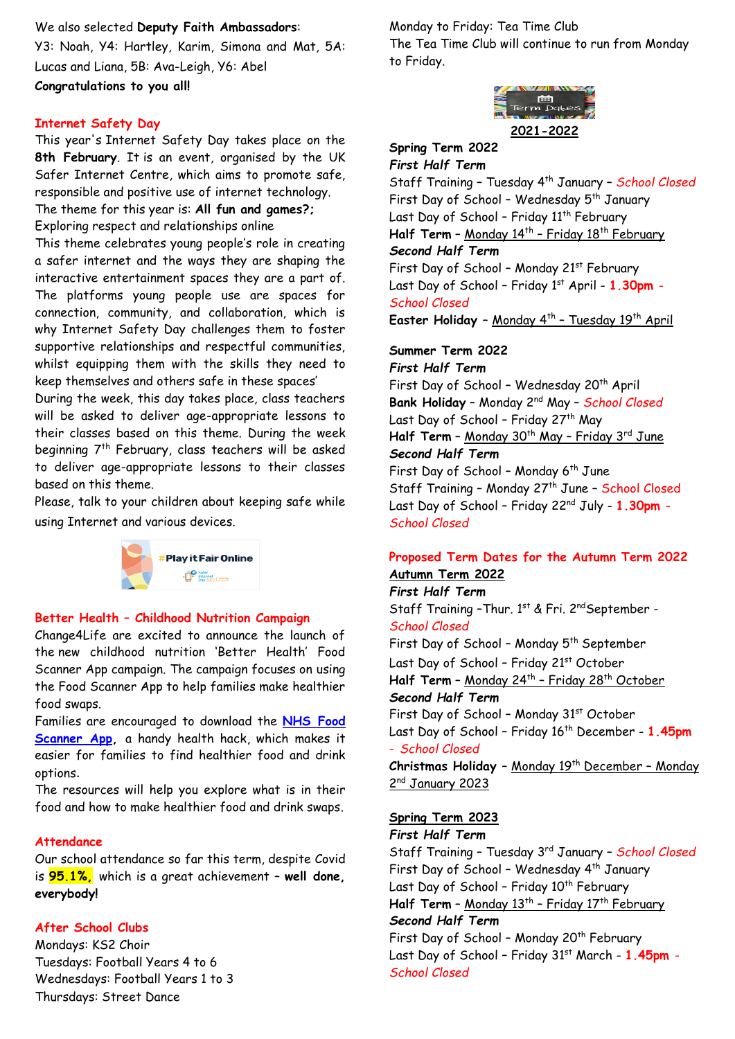We also selected **Deputy Faith Ambassadors**:
Y3: Noah, Y4: Hartley, Karim, Simona and Mat, 5A: Lucas and Liana, 5B: Ava-Leigh, Y6: Abel
**Congratulations to you all!**

## Internet Safety Day

This year's Internet Safety Day takes place on the **8th February**. It is an event, organised by the UK Safer Internet Centre, which aims to promote safe, responsible and positive use of internet technology.
The theme for this year is: **All fun and games?;** Exploring respect and relationships online
This theme celebrates young people's role in creating a safer internet and the ways they are shaping the interactive entertainment spaces they are a part of. The platforms young people use are spaces for connection, community, and collaboration, which is why Internet Safety Day challenges them to foster supportive relationships and respectful communities, whilst equipping them with the skills they need to keep themselves and others safe in these spaces'
During the week, this day takes place, class teachers will be asked to deliver age-appropriate lessons to their classes based on this theme. During the week beginning 7th February, class teachers will be asked to deliver age-appropriate lessons to their classes based on this theme.
Please, talk to your children about keeping safe while using Internet and various devices.

#Play it Fair Online

## Better Health – Childhood Nutrition Campaign

Change4Life are excited to announce the launch of the new childhood nutrition 'Better Health' Food Scanner App campaign. The campaign focuses on using the Food Scanner App to help families make healthier food swaps.
Families are encouraged to download the NHS Food Scanner App, a handy health hack, which makes it easier for families to find healthier food and drink options.
The resources will help you explore what is in their food and how to make healthier food and drink swaps.

## Attendance

Our school attendance so far this term, despite Covid is **95.1%,** which is a great achievement – **well done, everybody!**

## After School Clubs

Mondays: KS2 Choir
Tuesdays: Football Years 4 to 6
Wednesdays: Football Years 1 to 3
Thursdays: Street Dance
Monday to Friday: Tea Time Club
The Tea Time Club will continue to run from Monday to Friday.

## Term Dates 2021-2022

**Spring Term 2022**
***First Half Term***
Staff Training – Tuesday 4th January – *School Closed*
First Day of School – Wednesday 5th January
Last Day of School – Friday 11th February
**Half Term** – Monday 14th – Friday 18th February
***Second Half Term***
First Day of School – Monday 21st February
Last Day of School – Friday 1st April - **1.30pm** - *School Closed*
**Easter Holiday** – Monday 4th – Tuesday 19th April

**Summer Term 2022**
***First Half Term***
First Day of School – Wednesday 20th April
**Bank Holiday** – Monday 2nd May – *School Closed*
Last Day of School – Friday 27th May
**Half Term** – Monday 30th May – Friday 3rd June
***Second Half Term***
First Day of School – Monday 6th June
Staff Training – Monday 27th June – *School Closed*
Last Day of School – Friday 22nd July - **1.30pm** - *School Closed*

## Proposed Term Dates for the Autumn Term 2022

**Autumn Term 2022**
***First Half Term***
Staff Training –Thur. 1st & Fri. 2nd September - *School Closed*
First Day of School – Monday 5th September
Last Day of School – Friday 21st October
**Half Term** – Monday 24th – Friday 28th October
***Second Half Term***
First Day of School – Monday 31st October
Last Day of School – Friday 16th December - **1.45pm** - *School Closed*
**Christmas Holiday** – Monday 19th December – Monday 2nd January 2023

**Spring Term 2023**
***First Half Term***
Staff Training – Tuesday 3rd January – *School Closed*
First Day of School – Wednesday 4th January
Last Day of School – Friday 10th February
**Half Term** – Monday 13th – Friday 17th February
***Second Half Term***
First Day of School – Monday 20th February
Last Day of School – Friday 31st March - **1.45pm** - *School Closed*